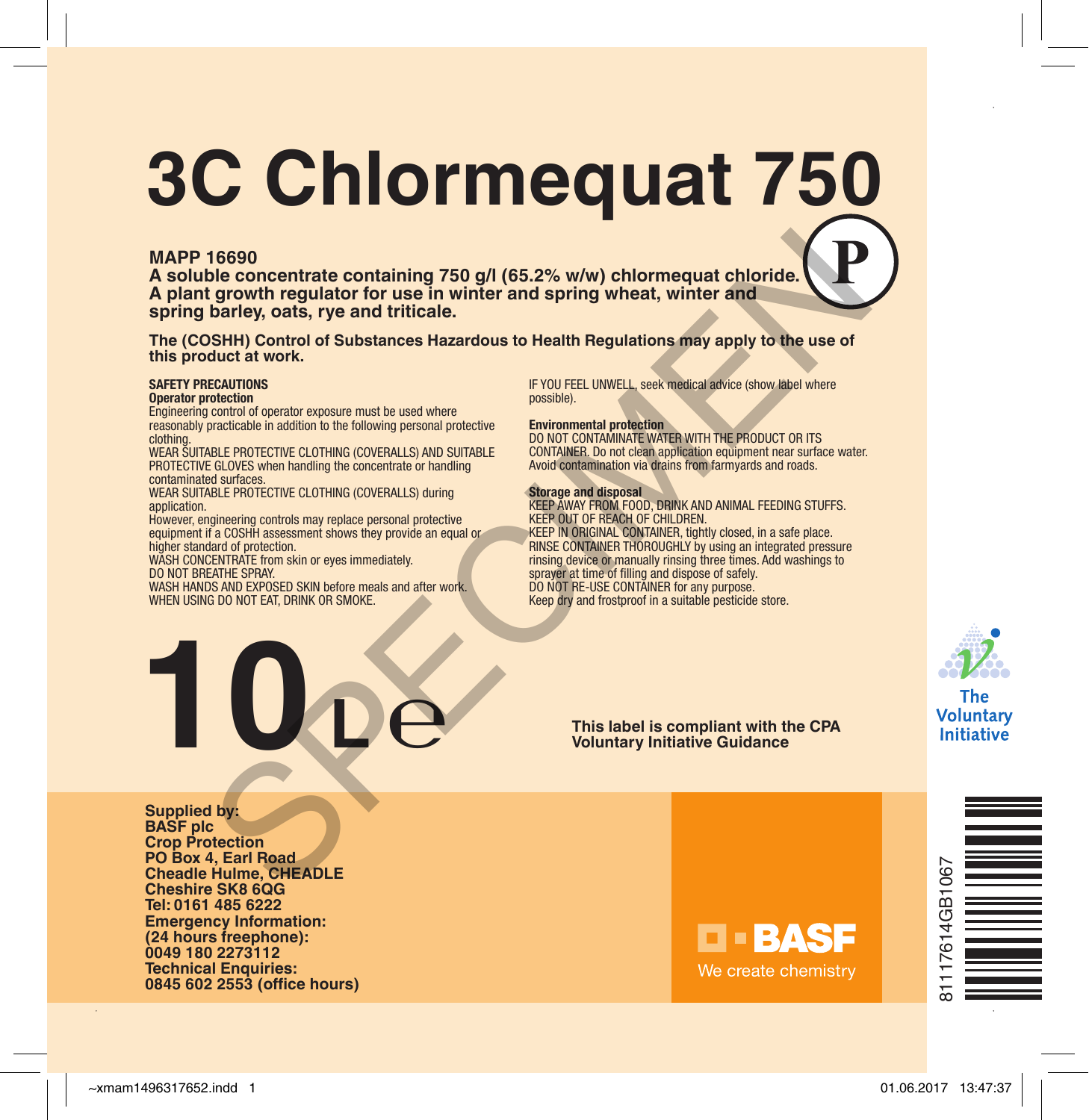# 3C Chlormequat 750

**MAPP 16690**
**A soluble concentrate containing 750 g/l (65.2% w/w) chlormequat chloride.**
**A plant growth regulator for use in winter and spring wheat, winter and spring barley, oats, rye and triticale.**

P

**The (COSHH) Control of Substances Hazardous to Health Regulations may apply to the use of this product at work.**

**SAFETY PRECAUTIONS**
**Operator protection**
Engineering control of operator exposure must be used where reasonably practicable in addition to the following personal protective clothing.
WEAR SUITABLE PROTECTIVE CLOTHING (COVERALLS) AND SUITABLE PROTECTIVE GLOVES when handling the concentrate or handling contaminated surfaces.
WEAR SUITABLE PROTECTIVE CLOTHING (COVERALLS) during application.
However, engineering controls may replace personal protective equipment if a COSHH assessment shows they provide an equal or higher standard of protection.
WASH CONCENTRATE from skin or eyes immediately.
DO NOT BREATHE SPRAY.
WASH HANDS AND EXPOSED SKIN before meals and after work.
WHEN USING DO NOT EAT, DRINK OR SMOKE.
IF YOU FEEL UNWELL, seek medical advice (show label where possible).

**Environmental protection**
DO NOT CONTAMINATE WATER WITH THE PRODUCT OR ITS CONTAINER. Do not clean application equipment near surface water.
Avoid contamination via drains from farmyards and roads.

**Storage and disposal**
KEEP AWAY FROM FOOD, DRINK AND ANIMAL FEEDING STUFFS.
KEEP OUT OF REACH OF CHILDREN.
KEEP IN ORIGINAL CONTAINER, tightly closed, in a safe place.
RINSE CONTAINER THOROUGHLY by using an integrated pressure rinsing device or manually rinsing three times. Add washings to sprayer at time of filling and dispose of safely.
DO NOT RE-USE CONTAINER for any purpose.
Keep dry and frostproof in a suitable pesticide store.

**10 L℮**

**This label is compliant with the CPA Voluntary Initiative Guidance**

The Voluntary Initiative

**Supplied by:**
**BASF plc**
**Crop Protection**
**PO Box 4, Earl Road**
**Cheadle Hulme, CHEADLE**
**Cheshire SK8 6QG**
**Tel: 0161 485 6222**
**Emergency Information:**
**(24 hours freephone):**
**0049 180 2273112**
**Technical Enquiries:**
**0845 602 2553 (office hours)**

BASF
We create chemistry

81117614GB1067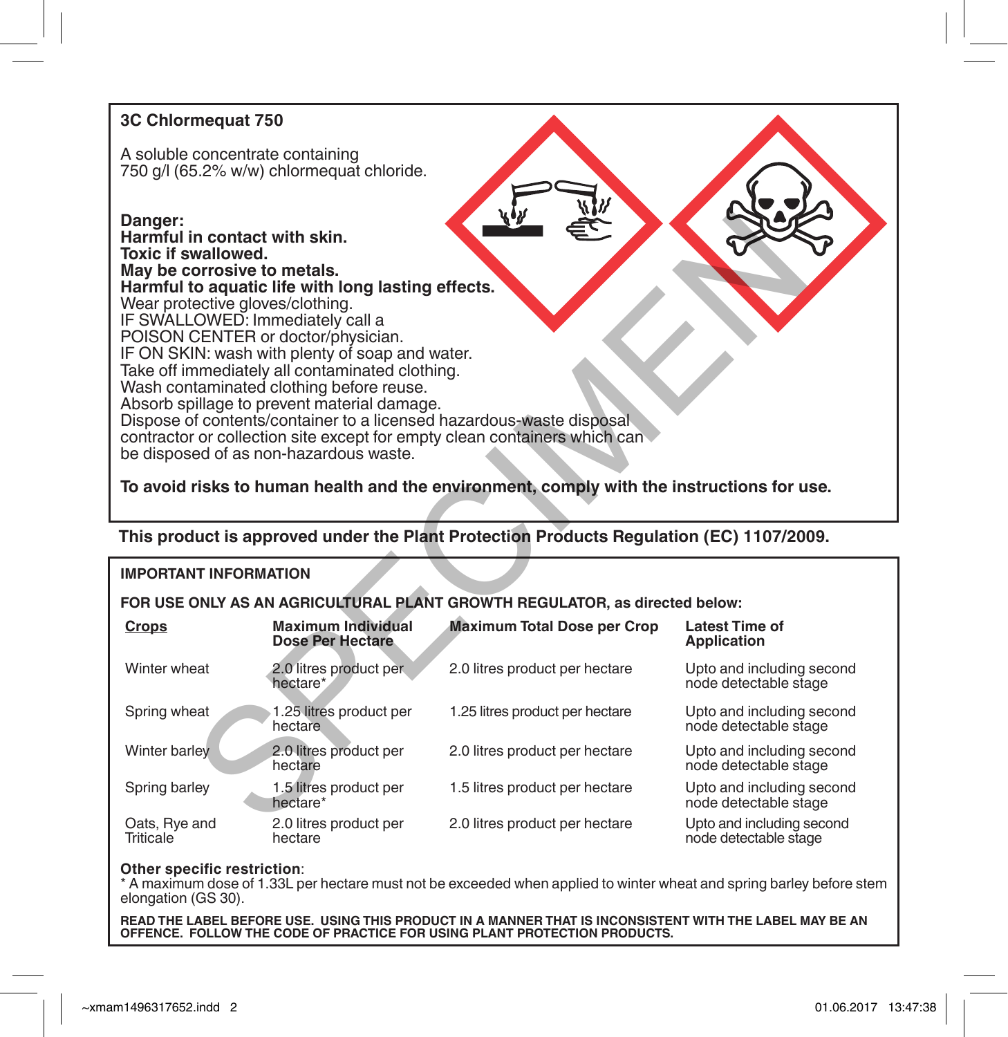## 3C Chlormequat 750

A soluble concentrate containing
750 g/l (65.2% w/w) chlormequat chloride.

**Danger:**
**Harmful in contact with skin.**
**Toxic if swallowed.**
**May be corrosive to metals.**
**Harmful to aquatic life with long lasting effects.**
Wear protective gloves/clothing.
IF SWALLOWED: Immediately call a POISON CENTER or doctor/physician.
IF ON SKIN: wash with plenty of soap and water.
Take off immediately all contaminated clothing.
Wash contaminated clothing before reuse.
Absorb spillage to prevent material damage.
Dispose of contents/container to a licensed hazardous-waste disposal contractor or collection site except for empty clean containers which can be disposed of as non-hazardous waste.

**To avoid risks to human health and the environment, comply with the instructions for use.**

**This product is approved under the Plant Protection Products Regulation (EC) 1107/2009.**

### IMPORTANT INFORMATION

**FOR USE ONLY AS AN AGRICULTURAL PLANT GROWTH REGULATOR, as directed below:**

| Crops | Maximum Individual Dose Per Hectare | Maximum Total Dose per Crop | Latest Time of Application |
|---|---|---|---|
| Winter wheat | 2.0 litres product per hectare* | 2.0 litres product per hectare | Upto and including second node detectable stage |
| Spring wheat | 1.25 litres product per hectare | 1.25 litres product per hectare | Upto and including second node detectable stage |
| Winter barley | 2.0 litres product per hectare | 2.0 litres product per hectare | Upto and including second node detectable stage |
| Spring barley | 1.5 litres product per hectare* | 1.5 litres product per hectare | Upto and including second node detectable stage |
| Oats, Rye and Triticale | 2.0 litres product per hectare | 2.0 litres product per hectare | Upto and including second node detectable stage |

**Other specific restriction**:
* A maximum dose of 1.33L per hectare must not be exceeded when applied to winter wheat and spring barley before stem elongation (GS 30).

**READ THE LABEL BEFORE USE. USING THIS PRODUCT IN A MANNER THAT IS INCONSISTENT WITH THE LABEL MAY BE AN OFFENCE. FOLLOW THE CODE OF PRACTICE FOR USING PLANT PROTECTION PRODUCTS.**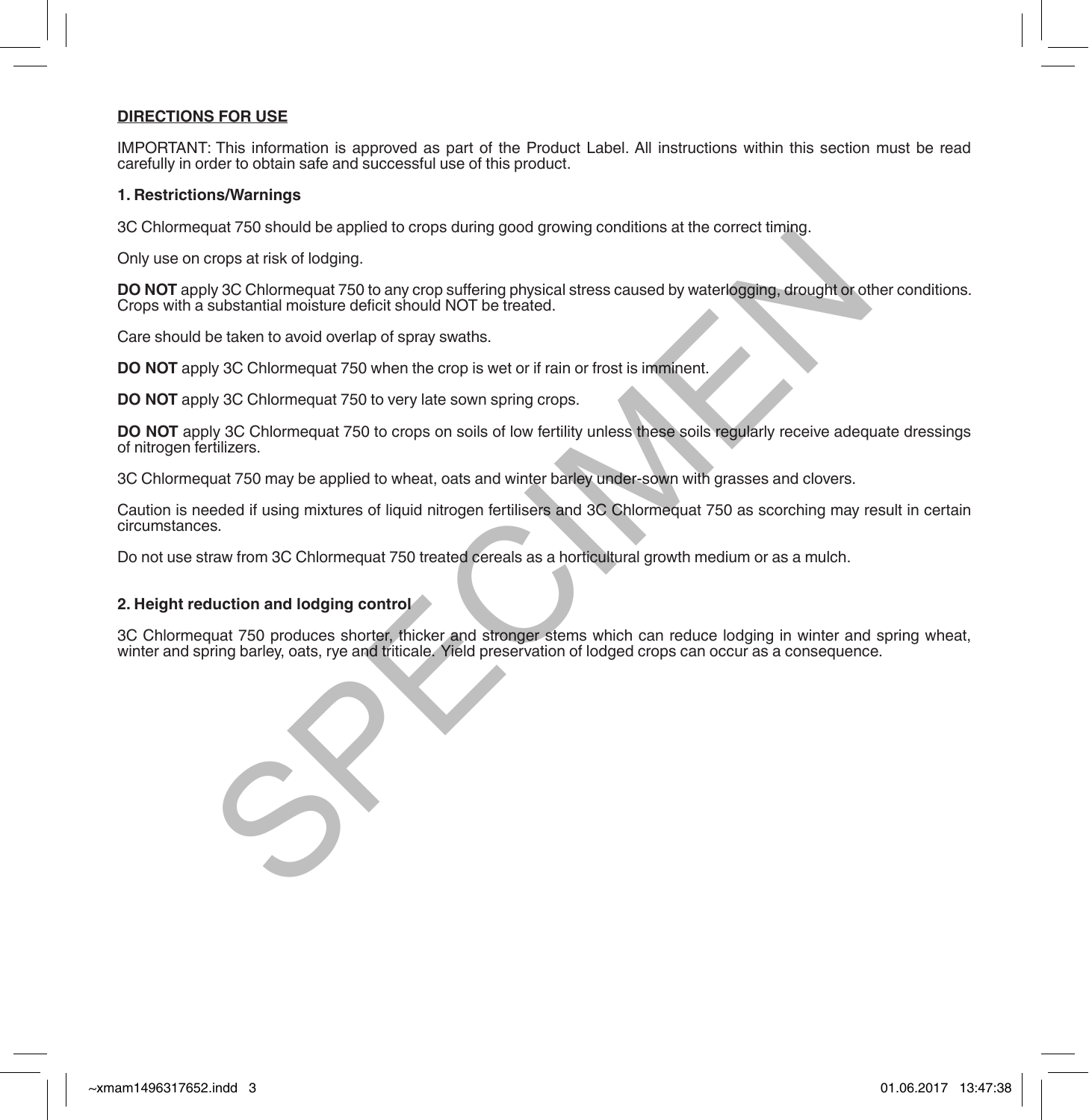**DIRECTIONS FOR USE**

IMPORTANT: This information is approved as part of the Product Label. All instructions within this section must be read carefully in order to obtain safe and successful use of this product.

**1. Restrictions/Warnings**

3C Chlormequat 750 should be applied to crops during good growing conditions at the correct timing.

Only use on crops at risk of lodging.

**DO NOT** apply 3C Chlormequat 750 to any crop suffering physical stress caused by waterlogging, drought or other conditions. Crops with a substantial moisture deficit should NOT be treated.

Care should be taken to avoid overlap of spray swaths.

**DO NOT** apply 3C Chlormequat 750 when the crop is wet or if rain or frost is imminent.

**DO NOT** apply 3C Chlormequat 750 to very late sown spring crops.

**DO NOT** apply 3C Chlormequat 750 to crops on soils of low fertility unless these soils regularly receive adequate dressings of nitrogen fertilizers.

3C Chlormequat 750 may be applied to wheat, oats and winter barley under-sown with grasses and clovers.

Caution is needed if using mixtures of liquid nitrogen fertilisers and 3C Chlormequat 750 as scorching may result in certain circumstances.

Do not use straw from 3C Chlormequat 750 treated cereals as a horticultural growth medium or as a mulch.

**2. Height reduction and lodging control**

3C Chlormequat 750 produces shorter, thicker and stronger stems which can reduce lodging in winter and spring wheat, winter and spring barley, oats, rye and triticale. Yield preservation of lodged crops can occur as a consequence.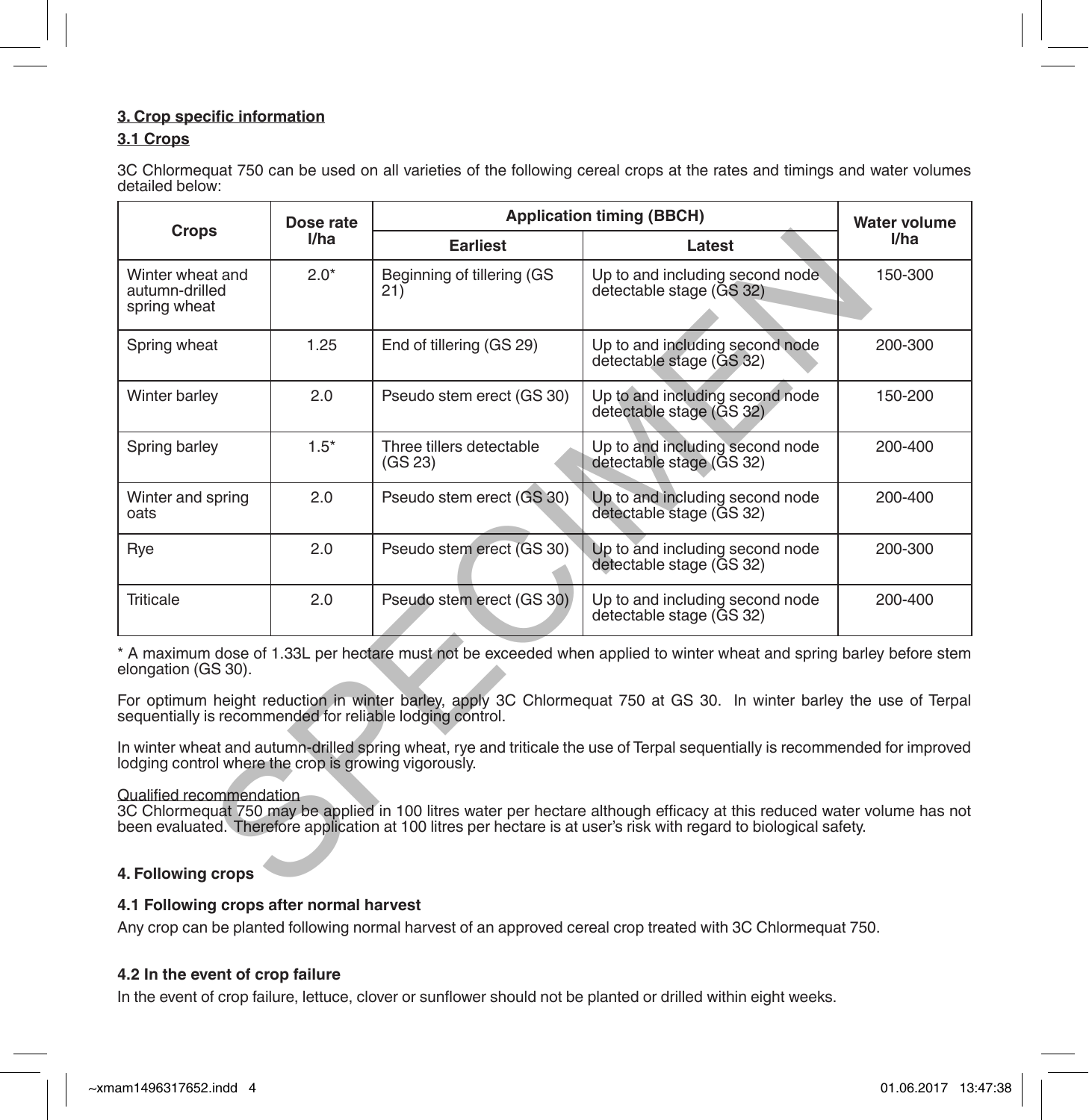## 3. Crop specific information

### 3.1 Crops

3C Chlormequat 750 can be used on all varieties of the following cereal crops at the rates and timings and water volumes detailed below:

| Crops | Dose rate l/ha | Application timing (BBCH) | | Water volume l/ha |
|---|---|---|---|---|
| | | Earliest | Latest | |
| Winter wheat and autumn-drilled spring wheat | 2.0* | Beginning of tillering (GS 21) | Up to and including second node detectable stage (GS 32) | 150-300 |
| Spring wheat | 1.25 | End of tillering (GS 29) | Up to and including second node detectable stage (GS 32) | 200-300 |
| Winter barley | 2.0 | Pseudo stem erect (GS 30) | Up to and including second node detectable stage (GS 32) | 150-200 |
| Spring barley | 1.5* | Three tillers detectable (GS 23) | Up to and including second node detectable stage (GS 32) | 200-400 |
| Winter and spring oats | 2.0 | Pseudo stem erect (GS 30) | Up to and including second node detectable stage (GS 32) | 200-400 |
| Rye | 2.0 | Pseudo stem erect (GS 30) | Up to and including second node detectable stage (GS 32) | 200-300 |
| Triticale | 2.0 | Pseudo stem erect (GS 30) | Up to and including second node detectable stage (GS 32) | 200-400 |

* A maximum dose of 1.33L per hectare must not be exceeded when applied to winter wheat and spring barley before stem elongation (GS 30).

For optimum height reduction in winter barley, apply 3C Chlormequat 750 at GS 30. In winter barley the use of Terpal sequentially is recommended for reliable lodging control.

In winter wheat and autumn-drilled spring wheat, rye and triticale the use of Terpal sequentially is recommended for improved lodging control where the crop is growing vigorously.

Qualified recommendation
3C Chlormequat 750 may be applied in 100 litres water per hectare although efficacy at this reduced water volume has not been evaluated. Therefore application at 100 litres per hectare is at user's risk with regard to biological safety.

## 4. Following crops

### 4.1 Following crops after normal harvest

Any crop can be planted following normal harvest of an approved cereal crop treated with 3C Chlormequat 750.

### 4.2 In the event of crop failure

In the event of crop failure, lettuce, clover or sunflower should not be planted or drilled within eight weeks.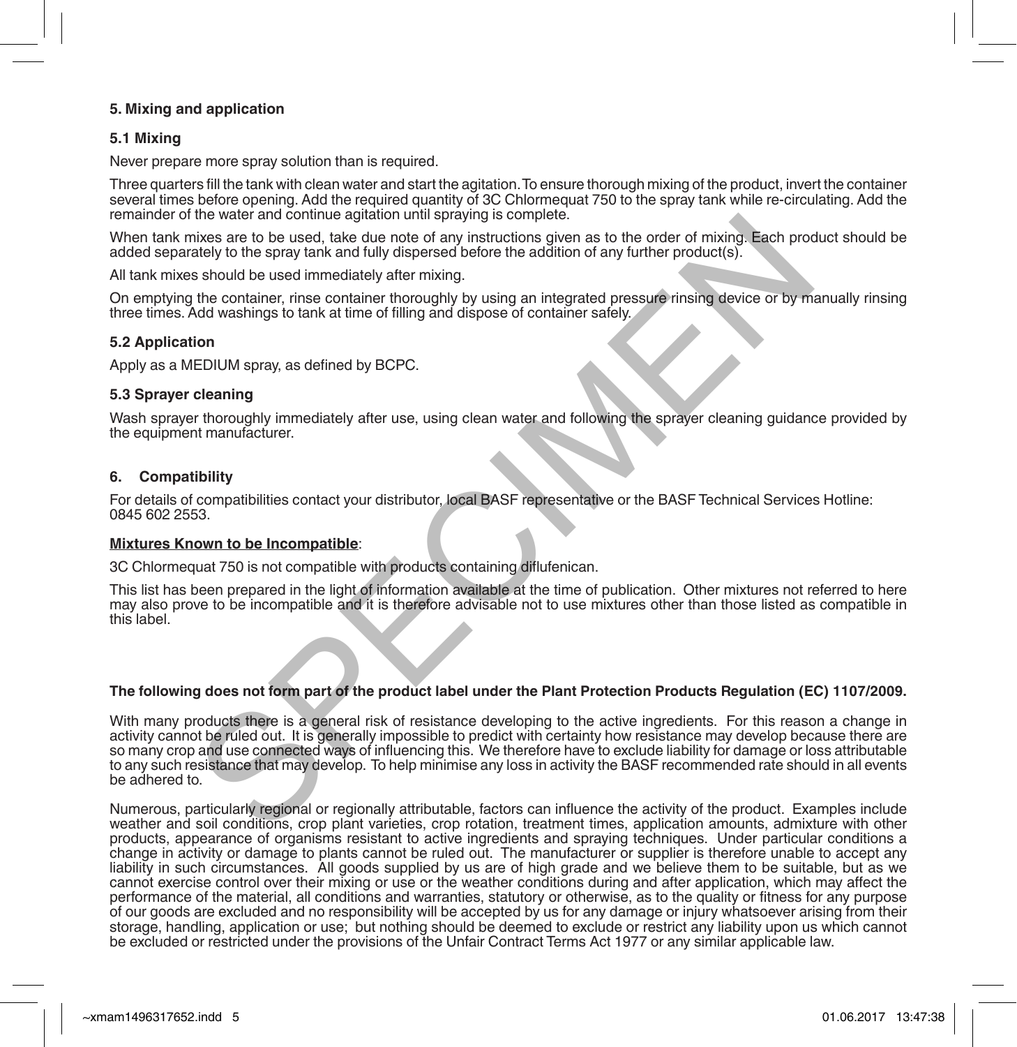## 5. Mixing and application

### 5.1 Mixing

Never prepare more spray solution than is required.

Three quarters fill the tank with clean water and start the agitation. To ensure thorough mixing of the product, invert the container several times before opening. Add the required quantity of 3C Chlormequat 750 to the spray tank while re-circulating. Add the remainder of the water and continue agitation until spraying is complete.

When tank mixes are to be used, take due note of any instructions given as to the order of mixing. Each product should be added separately to the spray tank and fully dispersed before the addition of any further product(s).

All tank mixes should be used immediately after mixing.

On emptying the container, rinse container thoroughly by using an integrated pressure rinsing device or by manually rinsing three times. Add washings to tank at time of filling and dispose of container safely.

### 5.2 Application

Apply as a MEDIUM spray, as defined by BCPC.

### 5.3 Sprayer cleaning

Wash sprayer thoroughly immediately after use, using clean water and following the sprayer cleaning guidance provided by the equipment manufacturer.

## 6. Compatibility

For details of compatibilities contact your distributor, local BASF representative or the BASF Technical Services Hotline: 0845 602 2553.

**Mixtures Known to be Incompatible**:

3C Chlormequat 750 is not compatible with products containing diflufenican.

This list has been prepared in the light of information available at the time of publication. Other mixtures not referred to here may also prove to be incompatible and it is therefore advisable not to use mixtures other than those listed as compatible in this label.

**The following does not form part of the product label under the Plant Protection Products Regulation (EC) 1107/2009.**

With many products there is a general risk of resistance developing to the active ingredients. For this reason a change in activity cannot be ruled out. It is generally impossible to predict with certainty how resistance may develop because there are so many crop and use connected ways of influencing this. We therefore have to exclude liability for damage or loss attributable to any such resistance that may develop. To help minimise any loss in activity the BASF recommended rate should in all events be adhered to.

Numerous, particularly regional or regionally attributable, factors can influence the activity of the product. Examples include weather and soil conditions, crop plant varieties, crop rotation, treatment times, application amounts, admixture with other products, appearance of organisms resistant to active ingredients and spraying techniques. Under particular conditions a change in activity or damage to plants cannot be ruled out. The manufacturer or supplier is therefore unable to accept any liability in such circumstances. All goods supplied by us are of high grade and we believe them to be suitable, but as we cannot exercise control over their mixing or use or the weather conditions during and after application, which may affect the performance of the material, all conditions and warranties, statutory or otherwise, as to the quality or fitness for any purpose of our goods are excluded and no responsibility will be accepted by us for any damage or injury whatsoever arising from their storage, handling, application or use; but nothing should be deemed to exclude or restrict any liability upon us which cannot be excluded or restricted under the provisions of the Unfair Contract Terms Act 1977 or any similar applicable law.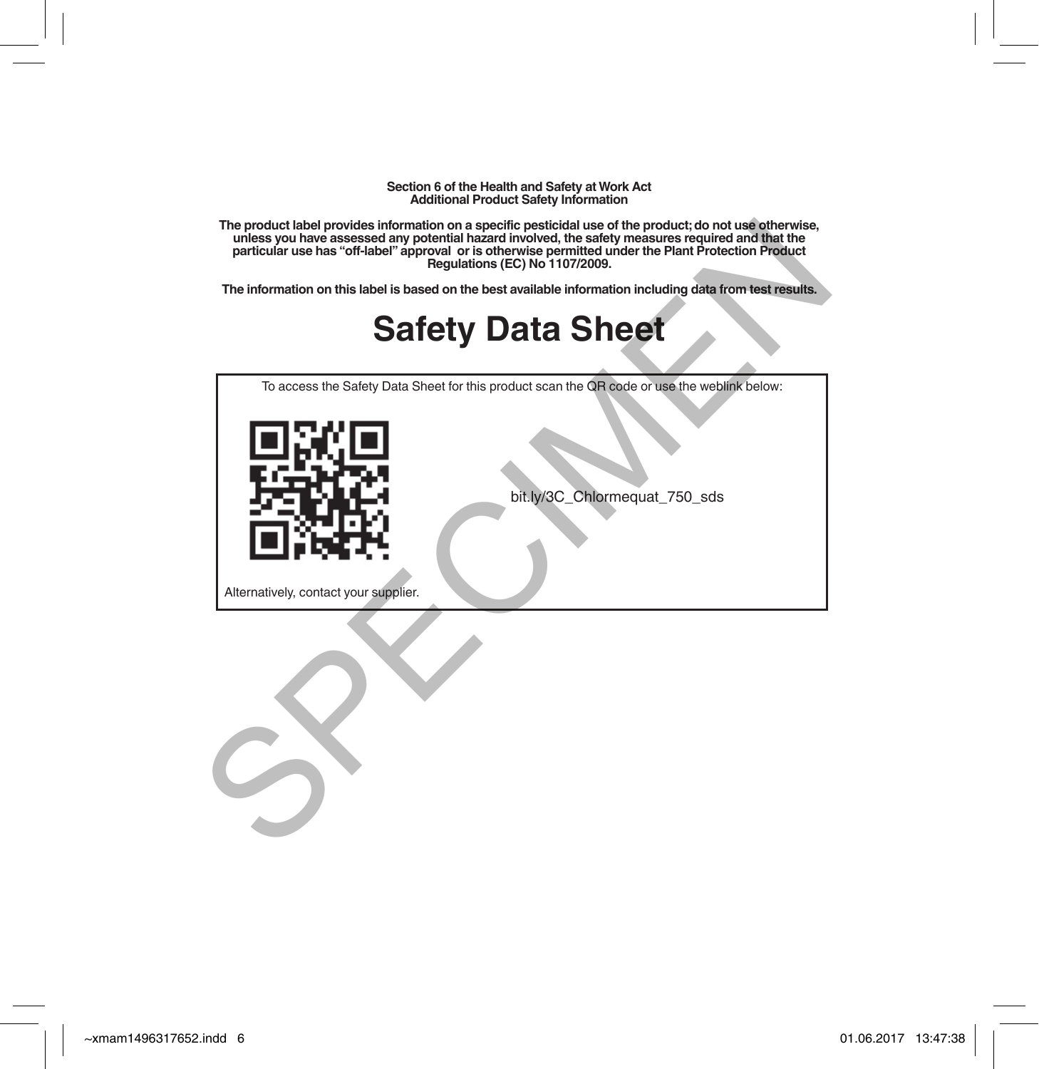**Section 6 of the Health and Safety at Work Act**
**Additional Product Safety Information**

**The product label provides information on a specific pesticidal use of the product; do not use otherwise, unless you have assessed any potential hazard involved, the safety measures required and that the particular use has "off-label" approval or is otherwise permitted under the Plant Protection Product Regulations (EC) No 1107/2009.**

**The information on this label is based on the best available information including data from test results.**

# Safety Data Sheet

To access the Safety Data Sheet for this product scan the QR code or use the weblink below:

bit.ly/3C_Chlormequat_750_sds

Alternatively, contact your supplier.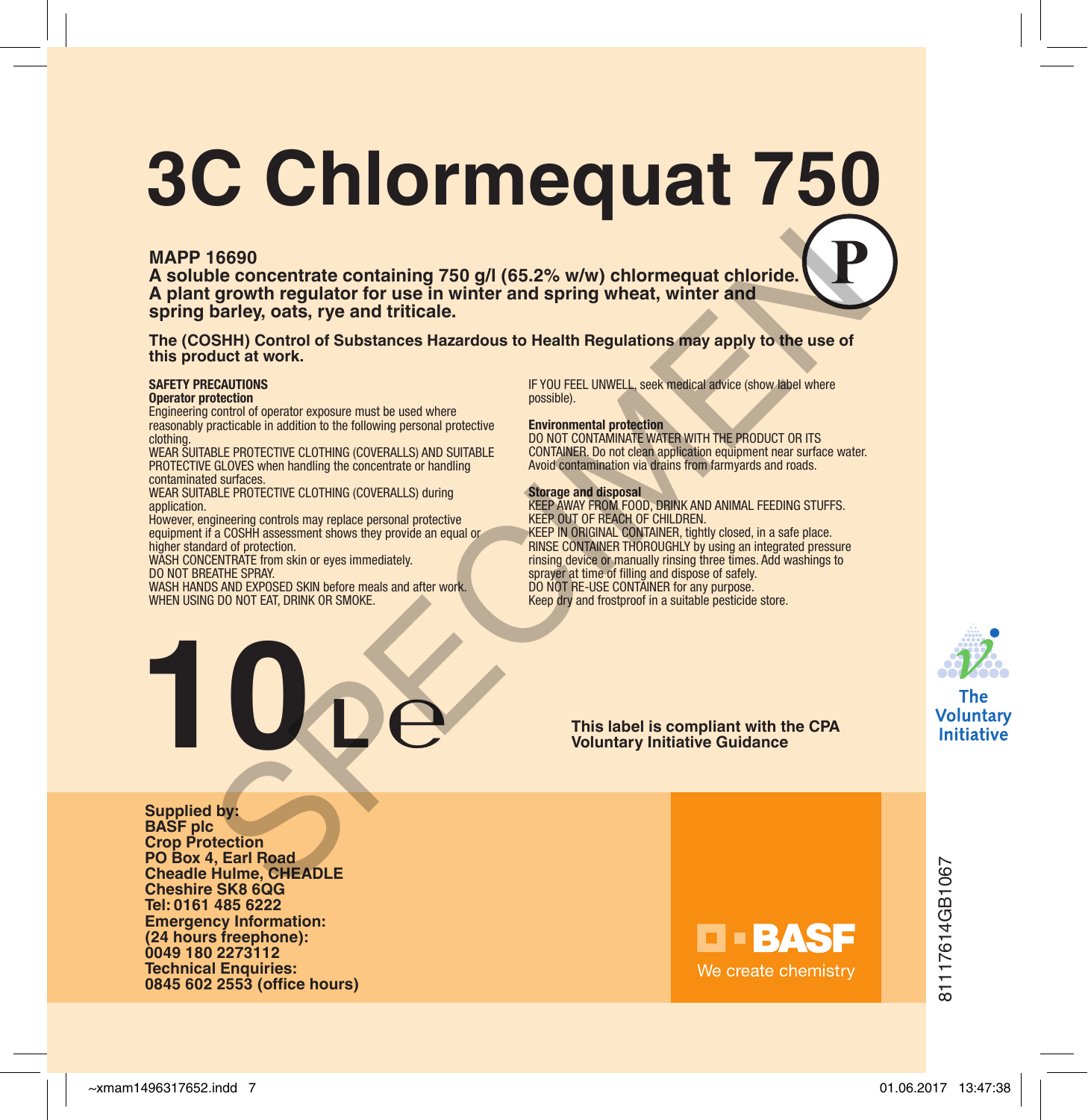# 3C Chlormequat 750

**MAPP 16690**
**A soluble concentrate containing 750 g/l (65.2% w/w) chlormequat chloride.**
**A plant growth regulator for use in winter and spring wheat, winter and spring barley, oats, rye and triticale.**

P

**The (COSHH) Control of Substances Hazardous to Health Regulations may apply to the use of this product at work.**

**SAFETY PRECAUTIONS**
**Operator protection**
Engineering control of operator exposure must be used where reasonably practicable in addition to the following personal protective clothing.
WEAR SUITABLE PROTECTIVE CLOTHING (COVERALLS) AND SUITABLE PROTECTIVE GLOVES when handling the concentrate or handling contaminated surfaces.
WEAR SUITABLE PROTECTIVE CLOTHING (COVERALLS) during application.
However, engineering controls may replace personal protective equipment if a COSHH assessment shows they provide an equal or higher standard of protection.
WASH CONCENTRATE from skin or eyes immediately.
DO NOT BREATHE SPRAY.
WASH HANDS AND EXPOSED SKIN before meals and after work.
WHEN USING DO NOT EAT, DRINK OR SMOKE.
IF YOU FEEL UNWELL, seek medical advice (show label where possible).

**Environmental protection**
DO NOT CONTAMINATE WATER WITH THE PRODUCT OR ITS CONTAINER. Do not clean application equipment near surface water.
Avoid contamination via drains from farmyards and roads.

**Storage and disposal**
KEEP AWAY FROM FOOD, DRINK AND ANIMAL FEEDING STUFFS.
KEEP OUT OF REACH OF CHILDREN.
KEEP IN ORIGINAL CONTAINER, tightly closed, in a safe place.
RINSE CONTAINER THOROUGHLY by using an integrated pressure rinsing device or manually rinsing three times. Add washings to sprayer at time of filling and dispose of safely.
DO NOT RE-USE CONTAINER for any purpose.
Keep dry and frostproof in a suitable pesticide store.

**10 L℮**

**This label is compliant with the CPA Voluntary Initiative Guidance**

The Voluntary Initiative

**Supplied by:**
**BASF plc**
**Crop Protection**
**PO Box 4, Earl Road**
**Cheadle Hulme, CHEADLE**
**Cheshire SK8 6QG**
**Tel: 0161 485 6222**
**Emergency Information:**
**(24 hours freephone):**
**0049 180 2273112**
**Technical Enquiries:**
**0845 602 2553 (office hours)**

BASF
We create chemistry

81117614GB1067